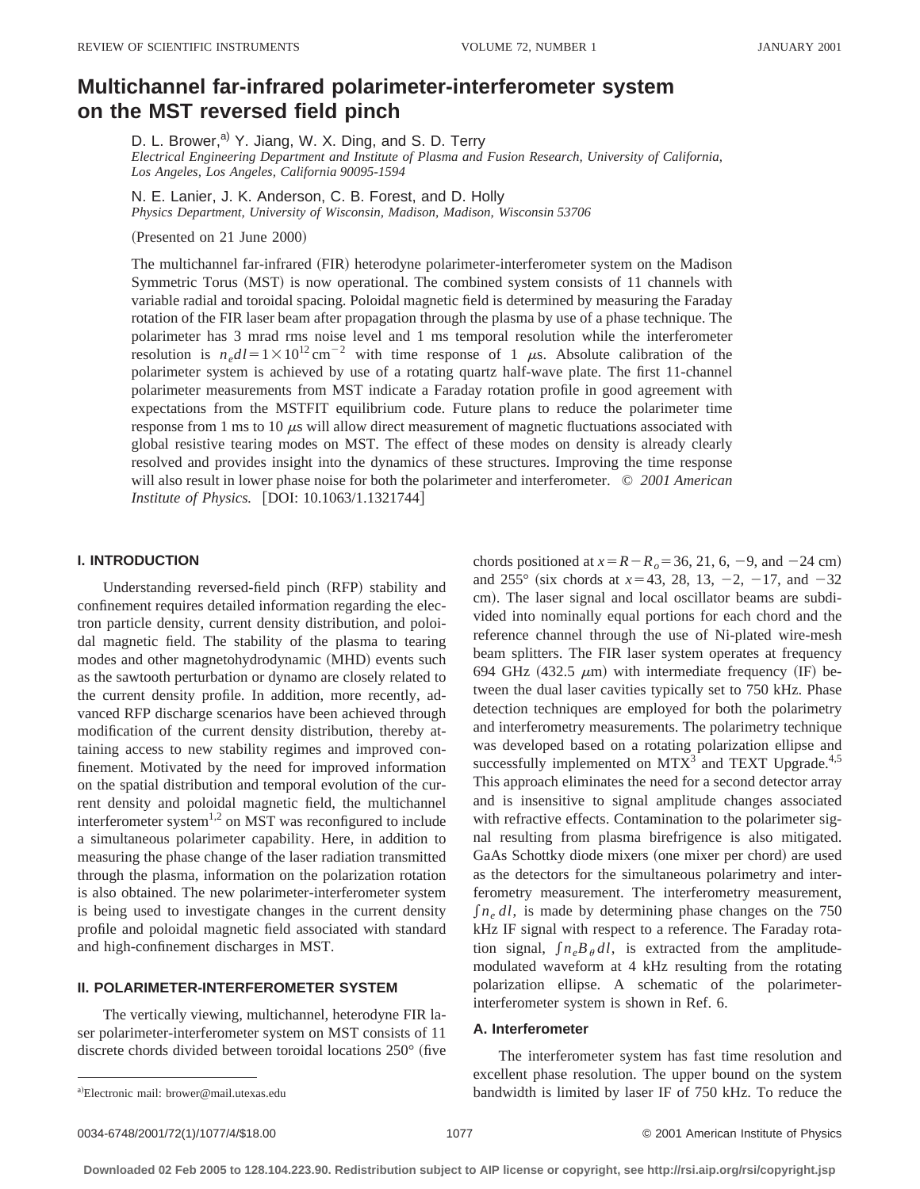# Multichannel far-infrared polarimeter-interferometer system on the MST reversed field pinch

D. L. Brower,[a] Y. Jiang, W. X. Ding, and S. D. Terry

*Electrical Engineering Department and Institute of Plasma and Fusion Research, University of California, Los Angeles, Los Angeles, California 90095-1594*

N. E. Lanier, J. K. Anderson, C. B. Forest, and D. Holly

*Physics Department, University of Wisconsin, Madison, Madison, Wisconsin 53706*

(Presented on 21 June 2000)

The multichannel far-infrared (FIR) heterodyne polarimeter-interferometer system on the Madison Symmetric Torus (MST) is now operational. The combined system consists of 11 channels with variable radial and toroidal spacing. Poloidal magnetic field is determined by measuring the Faraday rotation of the FIR laser beam after propagation through the plasma by use of a phase technique. The polarimeter has 3 mrad rms noise level and 1 ms temporal resolution while the interferometer resolution is $n_e dl = 1 \times 10^{12}\,\mathrm{cm}^{-2}$ with time response of 1 $\mu$s. Absolute calibration of the polarimeter system is achieved by use of a rotating quartz half-wave plate. The first 11-channel polarimeter measurements from MST indicate a Faraday rotation profile in good agreement with expectations from the MSTFIT equilibrium code. Future plans to reduce the polarimeter time response from 1 ms to 10 $\mu$s will allow direct measurement of magnetic fluctuations associated with global resistive tearing modes on MST. The effect of these modes on density is already clearly resolved and provides insight into the dynamics of these structures. Improving the time response will also result in lower phase noise for both the polarimeter and interferometer. © *2001 American Institute of Physics.* [DOI: 10.1063/1.1321744]

## I. INTRODUCTION

Understanding reversed-field pinch (RFP) stability and confinement requires detailed information regarding the electron particle density, current density distribution, and poloidal magnetic field. The stability of the plasma to tearing modes and other magnetohydrodynamic (MHD) events such as the sawtooth perturbation or dynamo are closely related to the current density profile. In addition, more recently, advanced RFP discharge scenarios have been achieved through modification of the current density distribution, thereby attaining access to new stability regimes and improved confinement. Motivated by the need for improved information on the spatial distribution and temporal evolution of the current density and poloidal magnetic field, the multichannel interferometer system[1,2] on MST was reconfigured to include a simultaneous polarimeter capability. Here, in addition to measuring the phase change of the laser radiation transmitted through the plasma, information on the polarization rotation is also obtained. The new polarimeter-interferometer system is being used to investigate changes in the current density profile and poloidal magnetic field associated with standard and high-confinement discharges in MST.

## II. POLARIMETER-INTERFEROMETER SYSTEM

The vertically viewing, multichannel, heterodyne FIR laser polarimeter-interferometer system on MST consists of 11 discrete chords divided between toroidal locations 250° (five chords positioned at $x = R - R_o = 36$, 21, 6, $-9$, and $-24$ cm) and 255° (six chords at $x = 43$, 28, 13, $-2$, $-17$, and $-32$ cm). The laser signal and local oscillator beams are subdivided into nominally equal portions for each chord and the reference channel through the use of Ni-plated wire-mesh beam splitters. The FIR laser system operates at frequency 694 GHz (432.5 $\mu$m) with intermediate frequency (IF) between the dual laser cavities typically set to 750 kHz. Phase detection techniques are employed for both the polarimetry and interferometry measurements. The polarimetry technique was developed based on a rotating polarization ellipse and successfully implemented on MTX[3] and TEXT Upgrade.[4,5] This approach eliminates the need for a second detector array and is insensitive to signal amplitude changes associated with refractive effects. Contamination to the polarimeter signal resulting from plasma birefrigence is also mitigated. GaAs Schottky diode mixers (one mixer per chord) are used as the detectors for the simultaneous polarimetry and interferometry measurement. The interferometry measurement, $\int n_e\, dl$, is made by determining phase changes on the 750 kHz IF signal with respect to a reference. The Faraday rotation signal, $\int n_e B_\theta\, dl$, is extracted from the amplitude-modulated waveform at 4 kHz resulting from the rotating polarization ellipse. A schematic of the polarimeter-interferometer system is shown in Ref. 6.

### A. Interferometer

The interferometer system has fast time resolution and excellent phase resolution. The upper bound on the system bandwidth is limited by laser IF of 750 kHz. To reduce the

[a]Electronic mail: brower@mail.utexas.edu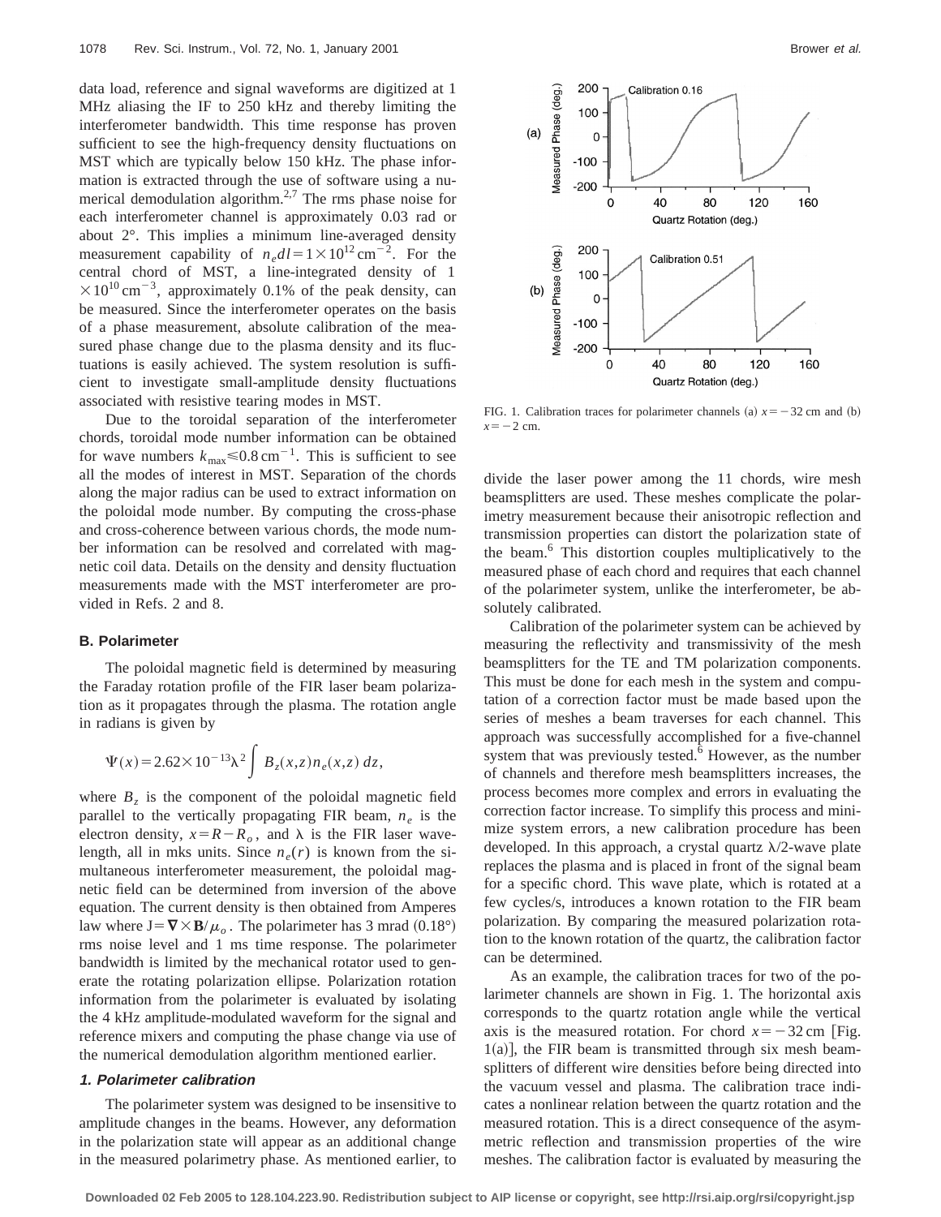data load, reference and signal waveforms are digitized at 1 MHz aliasing the IF to 250 kHz and thereby limiting the interferometer bandwidth. This time response has proven sufficient to see the high-frequency density fluctuations on MST which are typically below 150 kHz. The phase information is extracted through the use of software using a numerical demodulation algorithm.[2,7] The rms phase noise for each interferometer channel is approximately 0.03 rad or about 2°. This implies a minimum line-averaged density measurement capability of $n_e dl = 1\times 10^{12}\,\text{cm}^{-2}$. For the central chord of MST, a line-integrated density of $1\times 10^{10}\,\text{cm}^{-3}$, approximately 0.1% of the peak density, can be measured. Since the interferometer operates on the basis of a phase measurement, absolute calibration of the measured phase change due to the plasma density and its fluctuations is easily achieved. The system resolution is sufficient to investigate small-amplitude density fluctuations associated with resistive tearing modes in MST.

Due to the toroidal separation of the interferometer chords, toroidal mode number information can be obtained for wave numbers $k_{\max}\leq 0.8\,\text{cm}^{-1}$. This is sufficient to see all the modes of interest in MST. Separation of the chords along the major radius can be used to extract information on the poloidal mode number. By computing the cross-phase and cross-coherence between various chords, the mode number information can be resolved and correlated with magnetic coil data. Details on the density and density fluctuation measurements made with the MST interferometer are provided in Refs. 2 and 8.

### B. Polarimeter

The poloidal magnetic field is determined by measuring the Faraday rotation profile of the FIR laser beam polarization as it propagates through the plasma. The rotation angle in radians is given by

$$\Psi(x) = 2.62\times 10^{-13}\lambda^2 \int B_z(x,z)\,n_e(x,z)\,dz,$$

where $B_z$ is the component of the poloidal magnetic field parallel to the vertically propagating FIR beam, $n_e$ is the electron density, $x = R - R_o$, and $\lambda$ is the FIR laser wavelength, all in mks units. Since $n_e(r)$ is known from the simultaneous interferometer measurement, the poloidal magnetic field can be determined from inversion of the above equation. The current density is then obtained from Amperes law where $\text{J} = \nabla\times\mathbf{B}/\mu_o$. The polarimeter has 3 mrad (0.18°) rms noise level and 1 ms time response. The polarimeter bandwidth is limited by the mechanical rotator used to generate the rotating polarization ellipse. Polarization rotation information from the polarimeter is evaluated by isolating the 4 kHz amplitude-modulated waveform for the signal and reference mixers and computing the phase change via use of the numerical demodulation algorithm mentioned earlier.

#### *1. Polarimeter calibration*

The polarimeter system was designed to be insensitive to amplitude changes in the beams. However, any deformation in the polarization state will appear as an additional change in the measured polarimetry phase. As mentioned earlier, to divide the laser power among the 11 chords, wire mesh beamsplitters are used. These meshes complicate the polarimetry measurement because their anisotropic reflection and transmission properties can distort the polarization state of the beam.[6] This distortion couples multiplicatively to the measured phase of each chord and requires that each channel of the polarimeter system, unlike the interferometer, be absolutely calibrated.

FIG. 1. Calibration traces for polarimeter channels (a) $x = -32$ cm and (b) $x = -2$ cm.

Calibration of the polarimeter system can be achieved by measuring the reflectivity and transmissivity of the mesh beamsplitters for the TE and TM polarization components. This must be done for each mesh in the system and computation of a correction factor must be made based upon the series of meshes a beam traverses for each channel. This approach was successfully accomplished for a five-channel system that was previously tested.[6] However, as the number of channels and therefore mesh beamsplitters increases, the process becomes more complex and errors in evaluating the correction factor increase. To simplify this process and minimize system errors, a new calibration procedure has been developed. In this approach, a crystal quartz $\lambda/2$-wave plate replaces the plasma and is placed in front of the signal beam for a specific chord. This wave plate, which is rotated at a few cycles/s, introduces a known rotation to the FIR beam polarization. By comparing the measured polarization rotation to the known rotation of the quartz, the calibration factor can be determined.

As an example, the calibration traces for two of the polarimeter channels are shown in Fig. 1. The horizontal axis corresponds to the quartz rotation angle while the vertical axis is the measured rotation. For chord $x = -32$ cm [Fig. 1(a)], the FIR beam is transmitted through six mesh beamsplitters of different wire densities before being directed into the vacuum vessel and plasma. The calibration trace indicates a nonlinear relation between the quartz rotation and the measured rotation. This is a direct consequence of the asymmetric reflection and transmission properties of the wire meshes. The calibration factor is evaluated by measuring the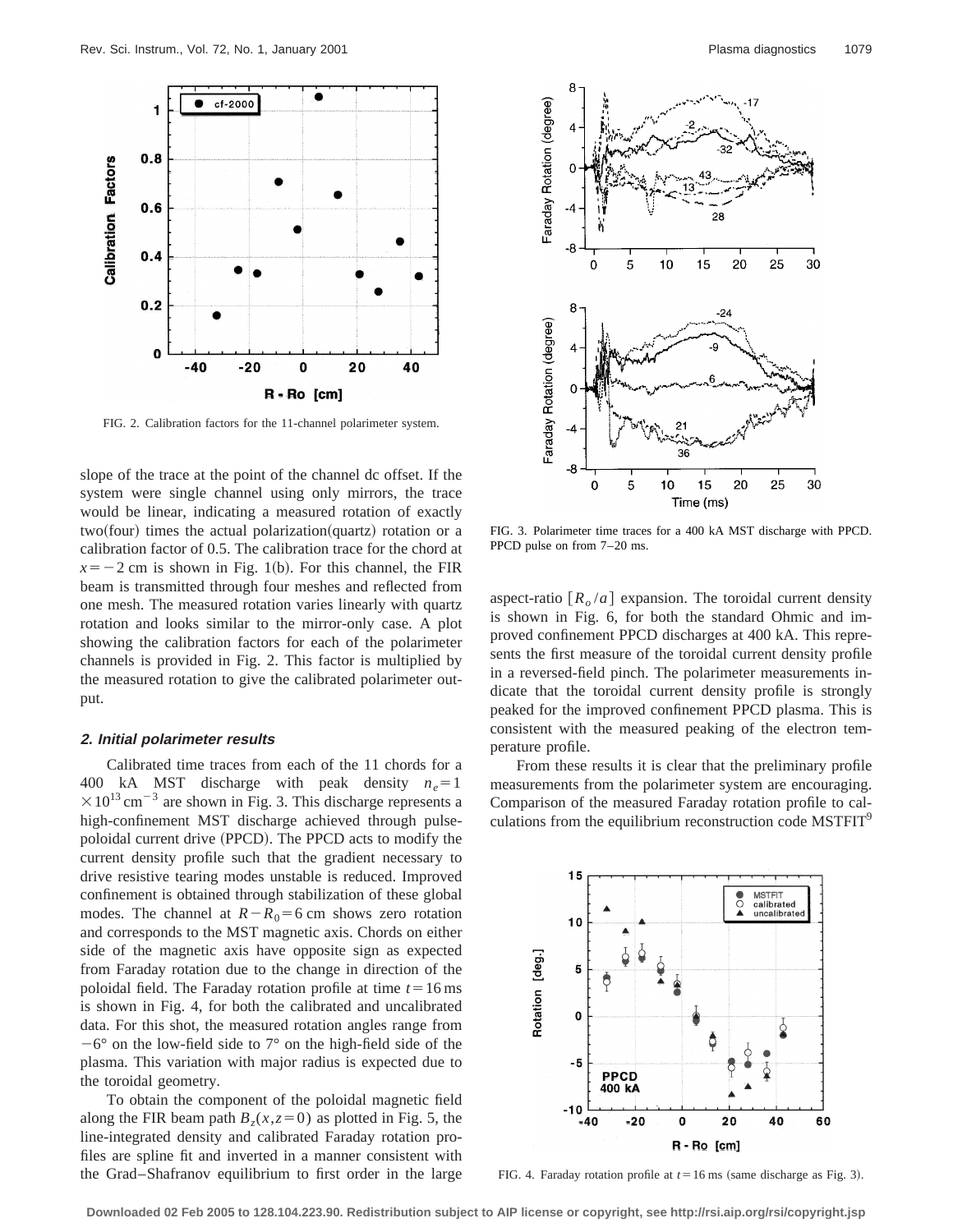FIG. 2. Calibration factors for the 11-channel polarimeter system.

slope of the trace at the point of the channel dc offset. If the system were single channel using only mirrors, the trace would be linear, indicating a measured rotation of exactly two(four) times the actual polarization(quartz) rotation or a calibration factor of 0.5. The calibration trace for the chord at $x = -2$ cm is shown in Fig. 1(b). For this channel, the FIR beam is transmitted through four meshes and reflected from one mesh. The measured rotation varies linearly with quartz rotation and looks similar to the mirror-only case. A plot showing the calibration factors for each of the polarimeter channels is provided in Fig. 2. This factor is multiplied by the measured rotation to give the calibrated polarimeter output.

### 2. Initial polarimeter results

Calibrated time traces from each of the 11 chords for a 400 kA MST discharge with peak density $n_e = 1 \times 10^{13}\,\mathrm{cm}^{-3}$ are shown in Fig. 3. This discharge represents a high-confinement MST discharge achieved through pulse-poloidal current drive (PPCD). The PPCD acts to modify the current density profile such that the gradient necessary to drive resistive tearing modes unstable is reduced. Improved confinement is obtained through stabilization of these global modes. The channel at $R - R_0 = 6$ cm shows zero rotation and corresponds to the MST magnetic axis. Chords on either side of the magnetic axis have opposite sign as expected from Faraday rotation due to the change in direction of the poloidal field. The Faraday rotation profile at time $t = 16$ ms is shown in Fig. 4, for both the calibrated and uncalibrated data. For this shot, the measured rotation angles range from $-6°$ on the low-field side to $7°$ on the high-field side of the plasma. This variation with major radius is expected due to the toroidal geometry.

To obtain the component of the poloidal magnetic field along the FIR beam path $B_z(x, z=0)$ as plotted in Fig. 5, the line-integrated density and calibrated Faraday rotation profiles are spline fit and inverted in a manner consistent with the Grad–Shafranov equilibrium to first order in the large aspect-ratio $[R_o/a]$ expansion. The toroidal current density is shown in Fig. 6, for both the standard Ohmic and improved confinement PPCD discharges at 400 kA. This represents the first measure of the toroidal current density profile in a reversed-field pinch. The polarimeter measurements indicate that the toroidal current density profile is strongly peaked for the improved confinement PPCD plasma. This is consistent with the measured peaking of the electron temperature profile.

From these results it is clear that the preliminary profile measurements from the polarimeter system are encouraging. Comparison of the measured Faraday rotation profile to calculations from the equilibrium reconstruction code MSTFIT[9]

FIG. 3. Polarimeter time traces for a 400 kA MST discharge with PPCD. PPCD pulse on from 7–20 ms.

FIG. 4. Faraday rotation profile at $t = 16$ ms (same discharge as Fig. 3).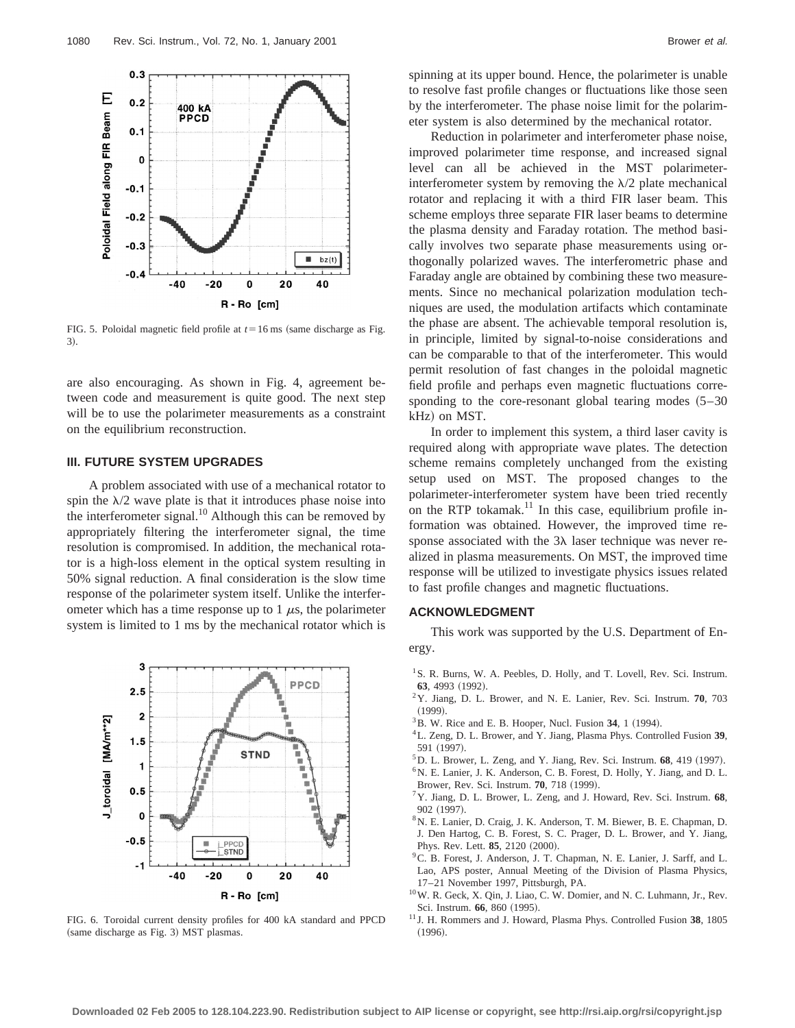0.3
0.2
0.1
0
-0.1
-0.2
-0.3
-0.4

Poloidal Field along FIR Beam [T]

400 kA
PPCD

bz(t)

-40 -20 0 20 40

R - Ro [cm]

FIG. 5. Poloidal magnetic field profile at $t = 16$ ms (same discharge as Fig. 3).

are also encouraging. As shown in Fig. 4, agreement between code and measurement is quite good. The next step will be to use the polarimeter measurements as a constraint on the equilibrium reconstruction.

## III. FUTURE SYSTEM UPGRADES

A problem associated with use of a mechanical rotator to spin the $\lambda/2$ wave plate is that it introduces phase noise into the interferometer signal.[10] Although this can be removed by appropriately filtering the interferometer signal, the time resolution is compromised. In addition, the mechanical rotator is a high-loss element in the optical system resulting in 50% signal reduction. A final consideration is the slow time response of the polarimeter system itself. Unlike the interferometer which has a time response up to 1 $\mu$s, the polarimeter system is limited to 1 ms by the mechanical rotator which is spinning at its upper bound. Hence, the polarimeter is unable to resolve fast profile changes or fluctuations like those seen by the interferometer. The phase noise limit for the polarimeter system is also determined by the mechanical rotator.

Reduction in polarimeter and interferometer phase noise, improved polarimeter time response, and increased signal level can all be achieved in the MST polarimeter-interferometer system by removing the $\lambda/2$ plate mechanical rotator and replacing it with a third FIR laser beam. This scheme employs three separate FIR laser beams to determine the plasma density and Faraday rotation. The method basically involves two separate phase measurements using orthogonally polarized waves. The interferometric phase and Faraday angle are obtained by combining these two measurements. Since no mechanical polarization modulation techniques are used, the modulation artifacts which contaminate the phase are absent. The achievable temporal resolution is, in principle, limited by signal-to-noise considerations and can be comparable to that of the interferometer. This would permit resolution of fast changes in the poloidal magnetic field profile and perhaps even magnetic fluctuations corresponding to the core-resonant global tearing modes (5–30 kHz) on MST.

In order to implement this system, a third laser cavity is required along with appropriate wave plates. The detection scheme remains completely unchanged from the existing setup used on MST. The proposed changes to the polarimeter-interferometer system have been tried recently on the RTP tokamak.[11] In this case, equilibrium profile information was obtained. However, the improved time response associated with the $3\lambda$ laser technique was never realized in plasma measurements. On MST, the improved time response will be utilized to investigate physics issues related to fast profile changes and magnetic fluctuations.

3
2.5
2
1.5
1
0.5
0
-0.5
-1

J_toroidal [MA/m**2]

PPCD

STND

j_PPCD
j_STND

-40 -20 0 20 40

R - Ro [cm]

FIG. 6. Toroidal current density profiles for 400 kA standard and PPCD (same discharge as Fig. 3) MST plasmas.

## ACKNOWLEDGMENT

This work was supported by the U.S. Department of Energy.

[1] S. R. Burns, W. A. Peebles, D. Holly, and T. Lovell, Rev. Sci. Instrum. **63**, 4993 (1992).

[2] Y. Jiang, D. L. Brower, and N. E. Lanier, Rev. Sci. Instrum. **70**, 703 (1999).

[3] B. W. Rice and E. B. Hooper, Nucl. Fusion **34**, 1 (1994).

[4] L. Zeng, D. L. Brower, and Y. Jiang, Plasma Phys. Controlled Fusion **39**, 591 (1997).

[5] D. L. Brower, L. Zeng, and Y. Jiang, Rev. Sci. Instrum. **68**, 419 (1997).

[6] N. E. Lanier, J. K. Anderson, C. B. Forest, D. Holly, Y. Jiang, and D. L. Brower, Rev. Sci. Instrum. **70**, 718 (1999).

[7] Y. Jiang, D. L. Brower, L. Zeng, and J. Howard, Rev. Sci. Instrum. **68**, 902 (1997).

[8] N. E. Lanier, D. Craig, J. K. Anderson, T. M. Biewer, B. E. Chapman, D. J. Den Hartog, C. B. Forest, S. C. Prager, D. L. Brower, and Y. Jiang, Phys. Rev. Lett. **85**, 2120 (2000).

[9] C. B. Forest, J. Anderson, J. T. Chapman, N. E. Lanier, J. Sarff, and L. Lao, APS poster, Annual Meeting of the Division of Plasma Physics, 17–21 November 1997, Pittsburgh, PA.

[10] W. R. Geck, X. Qin, J. Liao, C. W. Domier, and N. C. Luhmann, Jr., Rev. Sci. Instrum. **66**, 860 (1995).

[11] J. H. Rommers and J. Howard, Plasma Phys. Controlled Fusion **38**, 1805 (1996).